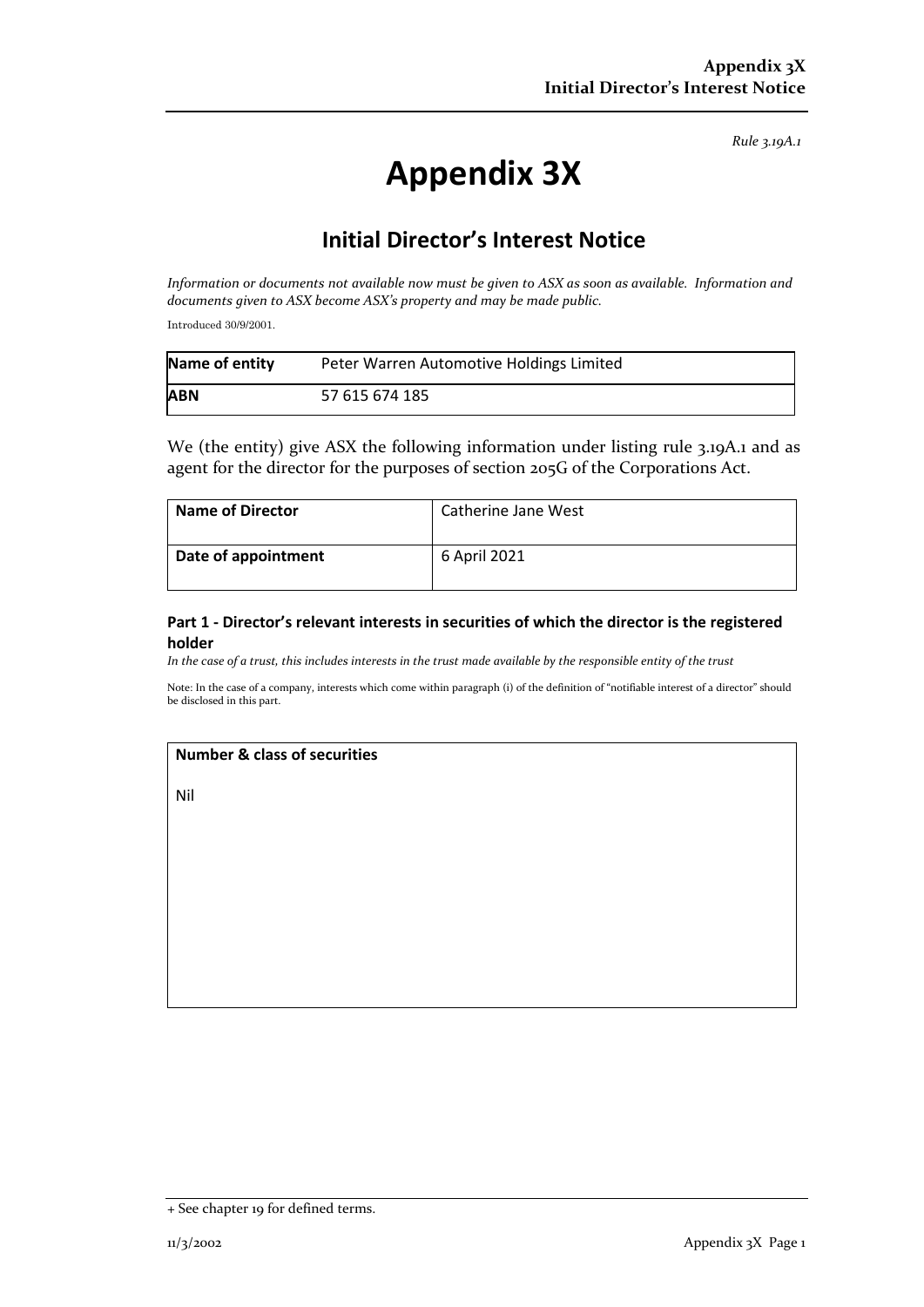*Rule 3.19A.1*

# Appendix 3X

## Initial Director's Interest Notice

*Information or documents not available now must be given to ASX as soon as available. Information and documents given to ASX become ASX's property and may be made public.*

Introduced 30/9/2001.

| **Name of entity** | Peter Warren Automotive Holdings Limited |
|---|---|
| **ABN** | 57 615 674 185 |

We (the entity) give ASX the following information under listing rule 3.19A.1 and as agent for the director for the purposes of section 205G of the Corporations Act.

| **Name of Director** | Catherine Jane West |
|---|---|
| **Date of appointment** | 6 April 2021 |

### Part 1 - Director's relevant interests in securities of which the director is the registered holder

*In the case of a trust, this includes interests in the trust made available by the responsible entity of the trust*

Note: In the case of a company, interests which come within paragraph (i) of the definition of "notifiable interest of a director" should be disclosed in this part.

| **Number & class of securities** |
|---|
| Nil |

+ See chapter 19 for defined terms.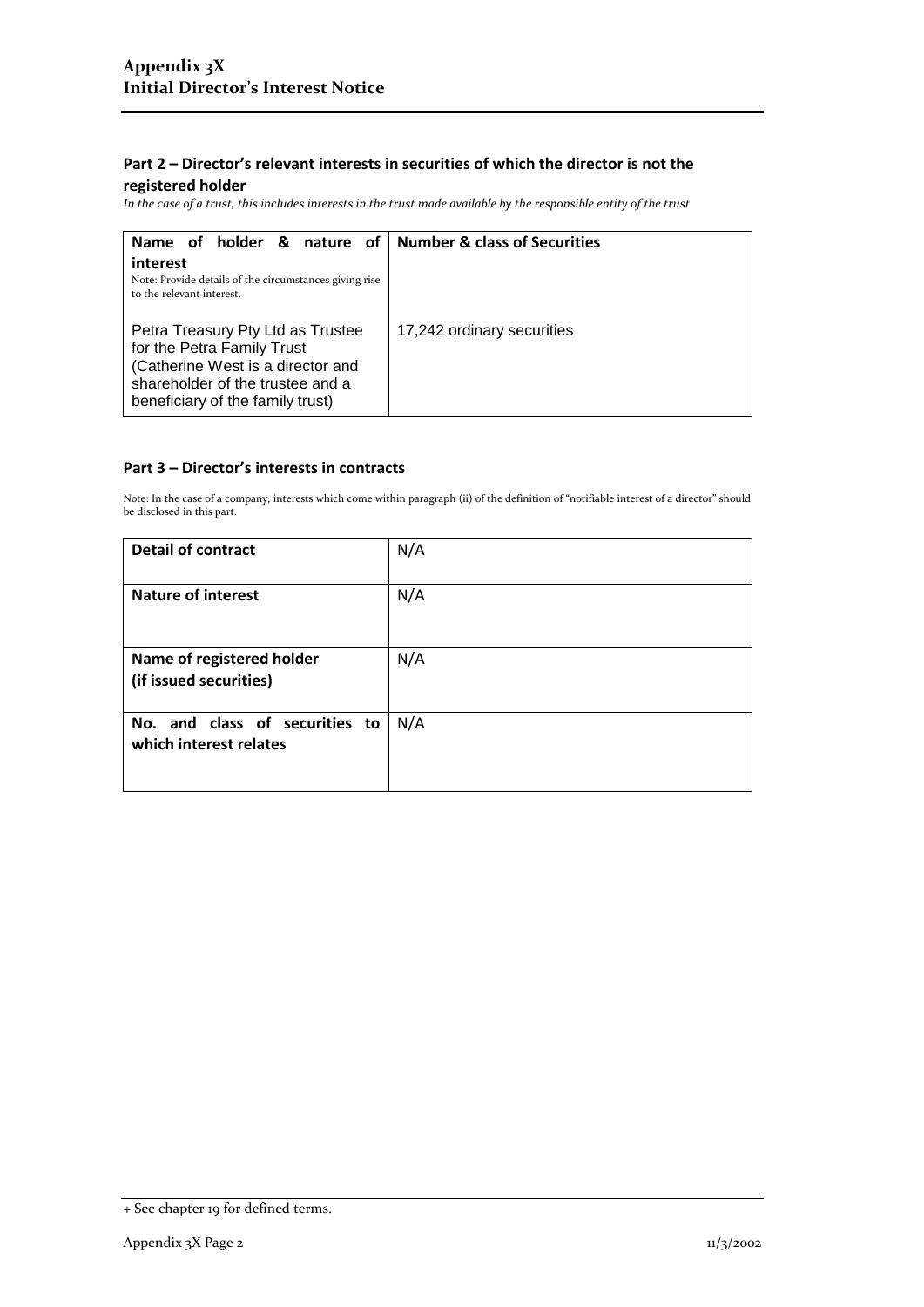## Part 2 – Director's relevant interests in securities of which the director is not the registered holder

*In the case of a trust, this includes interests in the trust made available by the responsible entity of the trust*

| **Name of holder & nature of interest**<br>Note: Provide details of the circumstances giving rise to the relevant interest. | **Number & class of Securities** |
|---|---|
| Petra Treasury Pty Ltd as Trustee for the Petra Family Trust (Catherine West is a director and shareholder of the trustee and a beneficiary of the family trust) | 17,242 ordinary securities |

## Part 3 – Director's interests in contracts

Note: In the case of a company, interests which come within paragraph (ii) of the definition of "notifiable interest of a director" should be disclosed in this part.

| | |
|---|---|
| **Detail of contract** | N/A |
| **Nature of interest** | N/A |
| **Name of registered holder (if issued securities)** | N/A |
| **No. and class of securities to which interest relates** | N/A |

+ See chapter 19 for defined terms.